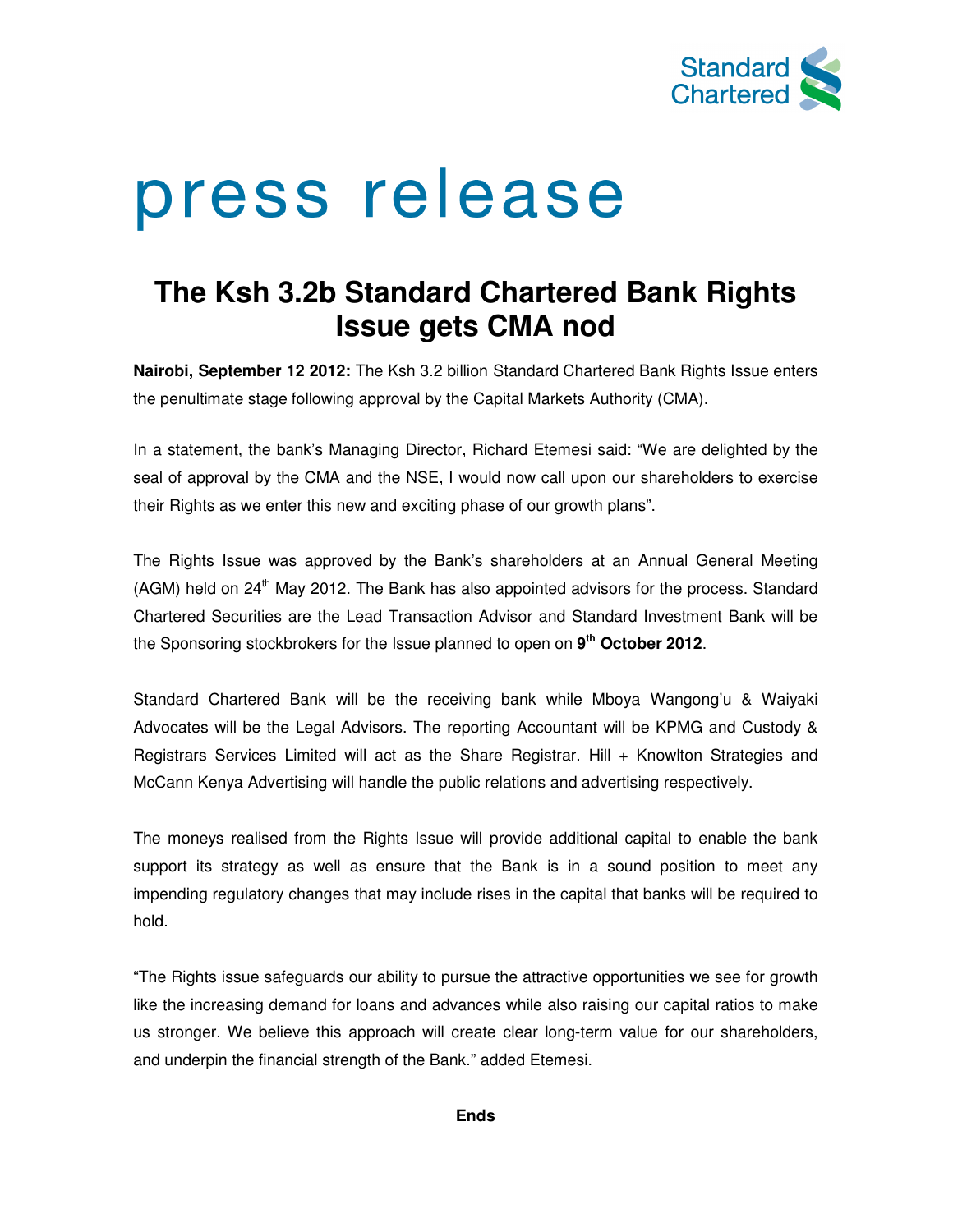Standard Chartered

# press release

## The Ksh 3.2b Standard Chartered Bank Rights Issue gets CMA nod

**Nairobi, September 12 2012:** The Ksh 3.2 billion Standard Chartered Bank Rights Issue enters the penultimate stage following approval by the Capital Markets Authority (CMA).

In a statement, the bank's Managing Director, Richard Etemesi said: "We are delighted by the seal of approval by the CMA and the NSE, I would now call upon our shareholders to exercise their Rights as we enter this new and exciting phase of our growth plans".

The Rights Issue was approved by the Bank's shareholders at an Annual General Meeting (AGM) held on 24th May 2012. The Bank has also appointed advisors for the process. Standard Chartered Securities are the Lead Transaction Advisor and Standard Investment Bank will be the Sponsoring stockbrokers for the Issue planned to open on **9th October 2012**.

Standard Chartered Bank will be the receiving bank while Mboya Wangong'u & Waiyaki Advocates will be the Legal Advisors. The reporting Accountant will be KPMG and Custody & Registrars Services Limited will act as the Share Registrar. Hill + Knowlton Strategies and McCann Kenya Advertising will handle the public relations and advertising respectively.

The moneys realised from the Rights Issue will provide additional capital to enable the bank support its strategy as well as ensure that the Bank is in a sound position to meet any impending regulatory changes that may include rises in the capital that banks will be required to hold.

"The Rights issue safeguards our ability to pursue the attractive opportunities we see for growth like the increasing demand for loans and advances while also raising our capital ratios to make us stronger. We believe this approach will create clear long-term value for our shareholders, and underpin the financial strength of the Bank." added Etemesi.

**Ends**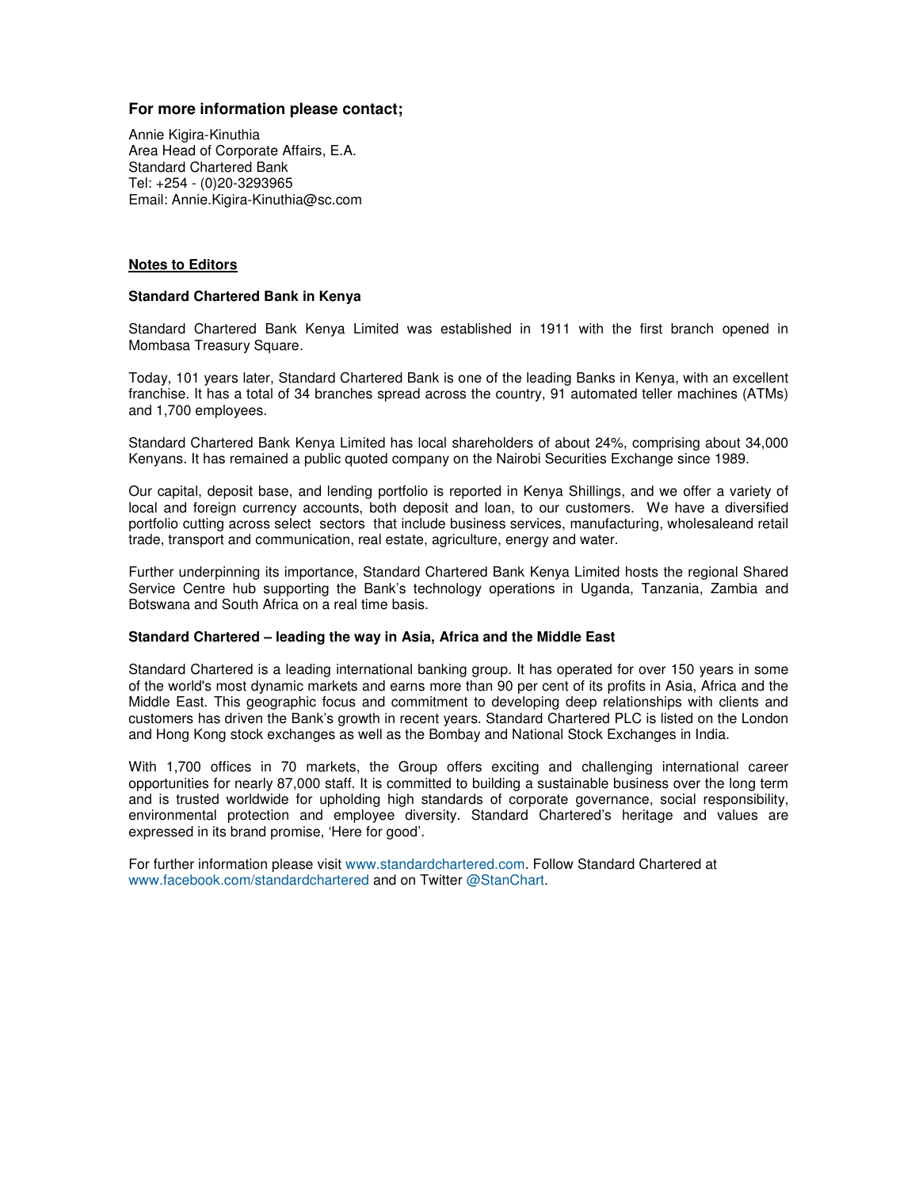**For more information please contact;**

Annie Kigira-Kinuthia
Area Head of Corporate Affairs, E.A.
Standard Chartered Bank
Tel: +254 - (0)20-3293965
Email: Annie.Kigira-Kinuthia@sc.com

**Notes to Editors**

**Standard Chartered Bank in Kenya**

Standard Chartered Bank Kenya Limited was established in 1911 with the first branch opened in Mombasa Treasury Square.

Today, 101 years later, Standard Chartered Bank is one of the leading Banks in Kenya, with an excellent franchise. It has a total of 34 branches spread across the country, 91 automated teller machines (ATMs) and 1,700 employees.

Standard Chartered Bank Kenya Limited has local shareholders of about 24%, comprising about 34,000 Kenyans. It has remained a public quoted company on the Nairobi Securities Exchange since 1989.

Our capital, deposit base, and lending portfolio is reported in Kenya Shillings, and we offer a variety of local and foreign currency accounts, both deposit and loan, to our customers. We have a diversified portfolio cutting across select sectors that include business services, manufacturing, wholesaleand retail trade, transport and communication, real estate, agriculture, energy and water.

Further underpinning its importance, Standard Chartered Bank Kenya Limited hosts the regional Shared Service Centre hub supporting the Bank's technology operations in Uganda, Tanzania, Zambia and Botswana and South Africa on a real time basis.

**Standard Chartered – leading the way in Asia, Africa and the Middle East**

Standard Chartered is a leading international banking group. It has operated for over 150 years in some of the world's most dynamic markets and earns more than 90 per cent of its profits in Asia, Africa and the Middle East. This geographic focus and commitment to developing deep relationships with clients and customers has driven the Bank's growth in recent years. Standard Chartered PLC is listed on the London and Hong Kong stock exchanges as well as the Bombay and National Stock Exchanges in India.

With 1,700 offices in 70 markets, the Group offers exciting and challenging international career opportunities for nearly 87,000 staff. It is committed to building a sustainable business over the long term and is trusted worldwide for upholding high standards of corporate governance, social responsibility, environmental protection and employee diversity. Standard Chartered's heritage and values are expressed in its brand promise, 'Here for good'.

For further information please visit www.standardchartered.com. Follow Standard Chartered at www.facebook.com/standardchartered and on Twitter @StanChart.